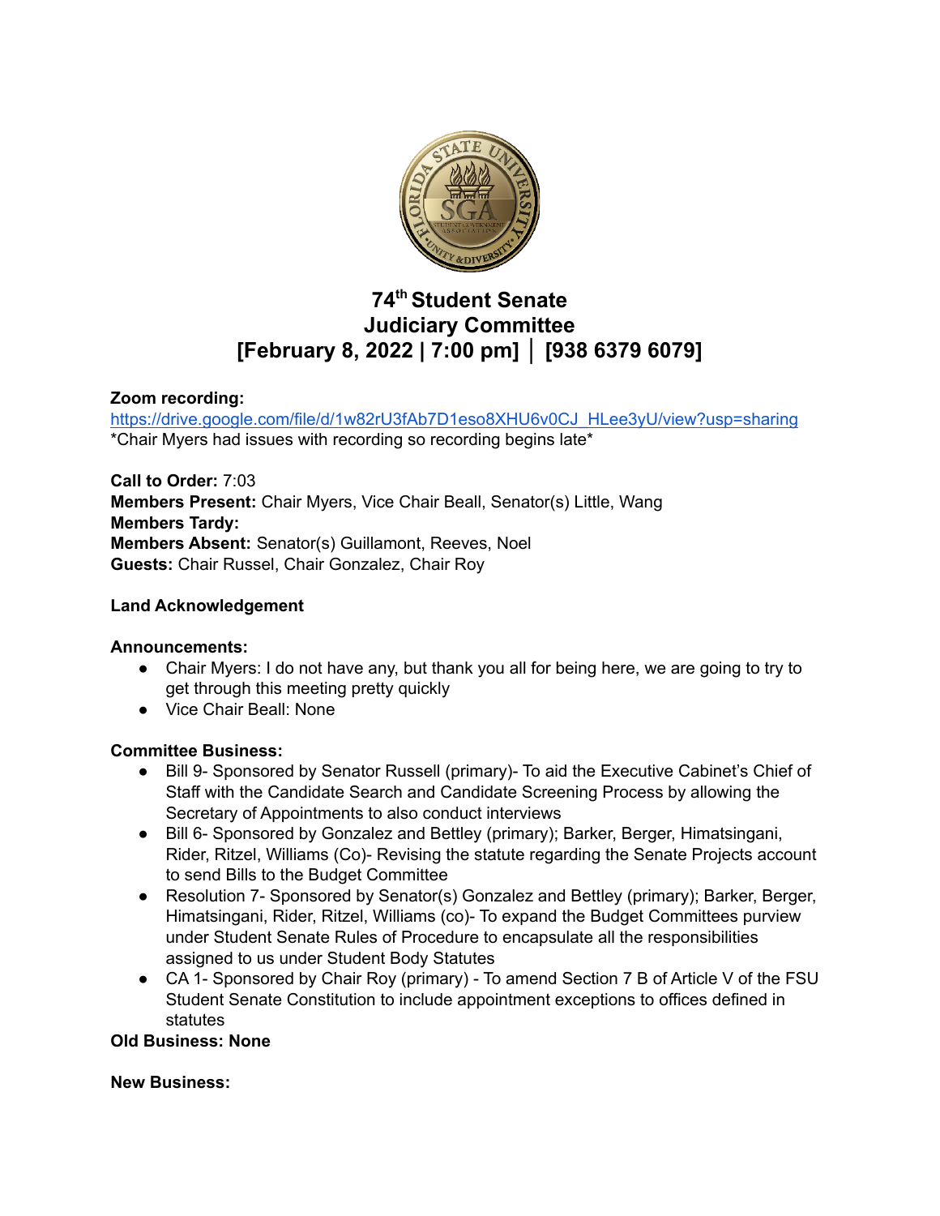# 74th Student Senate
# Judiciary Committee
# [February 8, 2022 | 7:00 pm] │ [938 6379 6079]

**Zoom recording:**
https://drive.google.com/file/d/1w82rU3fAb7D1eso8XHU6v0CJ_HLee3yU/view?usp=sharing
*Chair Myers had issues with recording so recording begins late*

**Call to Order:** 7:03
**Members Present:** Chair Myers, Vice Chair Beall, Senator(s) Little, Wang
**Members Tardy:**
**Members Absent:** Senator(s) Guillamont, Reeves, Noel
**Guests:** Chair Russel, Chair Gonzalez, Chair Roy

**Land Acknowledgement**

**Announcements:**

- Chair Myers: I do not have any, but thank you all for being here, we are going to try to get through this meeting pretty quickly
- Vice Chair Beall: None

**Committee Business:**

- Bill 9- Sponsored by Senator Russell (primary)- To aid the Executive Cabinet's Chief of Staff with the Candidate Search and Candidate Screening Process by allowing the Secretary of Appointments to also conduct interviews
- Bill 6- Sponsored by Gonzalez and Bettley (primary); Barker, Berger, Himatsingani, Rider, Ritzel, Williams (Co)- Revising the statute regarding the Senate Projects account to send Bills to the Budget Committee
- Resolution 7- Sponsored by Senator(s) Gonzalez and Bettley (primary); Barker, Berger, Himatsingani, Rider, Ritzel, Williams (co)- To expand the Budget Committees purview under Student Senate Rules of Procedure to encapsulate all the responsibilities assigned to us under Student Body Statutes
- CA 1- Sponsored by Chair Roy (primary) - To amend Section 7 B of Article V of the FSU Student Senate Constitution to include appointment exceptions to offices defined in statutes

**Old Business: None**

**New Business:**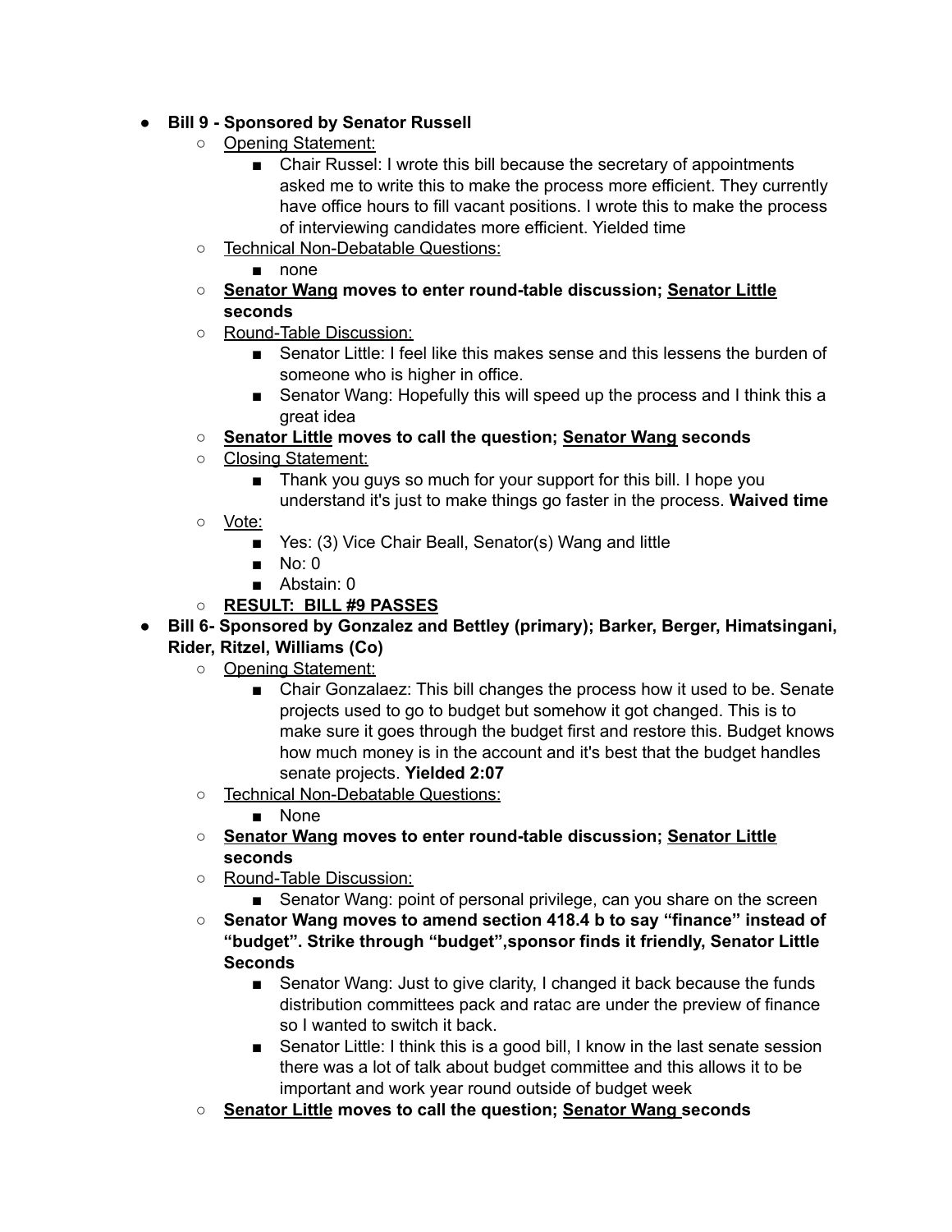- **Bill 9 - Sponsored by Senator Russell**
  - Opening Statement:
    - Chair Russel: I wrote this bill because the secretary of appointments asked me to write this to make the process more efficient. They currently have office hours to fill vacant positions. I wrote this to make the process of interviewing candidates more efficient. Yielded time
  - Technical Non-Debatable Questions:
    - none
  - **Senator Wang moves to enter round-table discussion; Senator Little seconds**
  - Round-Table Discussion:
    - Senator Little: I feel like this makes sense and this lessens the burden of someone who is higher in office.
    - Senator Wang: Hopefully this will speed up the process and I think this a great idea
  - **Senator Little moves to call the question; Senator Wang seconds**
  - Closing Statement:
    - Thank you guys so much for your support for this bill. I hope you understand it's just to make things go faster in the process. **Waived time**
  - Vote:
    - Yes: (3) Vice Chair Beall, Senator(s) Wang and little
    - No: 0
    - Abstain: 0
  - **RESULT: BILL #9 PASSES**
- **Bill 6- Sponsored by Gonzalez and Bettley (primary); Barker, Berger, Himatsingani, Rider, Ritzel, Williams (Co)**
  - Opening Statement:
    - Chair Gonzalaez: This bill changes the process how it used to be. Senate projects used to go to budget but somehow it got changed. This is to make sure it goes through the budget first and restore this. Budget knows how much money is in the account and it's best that the budget handles senate projects. **Yielded 2:07**
  - Technical Non-Debatable Questions:
    - None
  - **Senator Wang moves to enter round-table discussion; Senator Little seconds**
  - Round-Table Discussion:
    - Senator Wang: point of personal privilege, can you share on the screen
  - **Senator Wang moves to amend section 418.4 b to say "finance" instead of "budget". Strike through "budget",sponsor finds it friendly, Senator Little Seconds**
    - Senator Wang: Just to give clarity, I changed it back because the funds distribution committees pack and ratac are under the preview of finance so I wanted to switch it back.
    - Senator Little: I think this is a good bill, I know in the last senate session there was a lot of talk about budget committee and this allows it to be important and work year round outside of budget week
  - **Senator Little moves to call the question; Senator Wang seconds**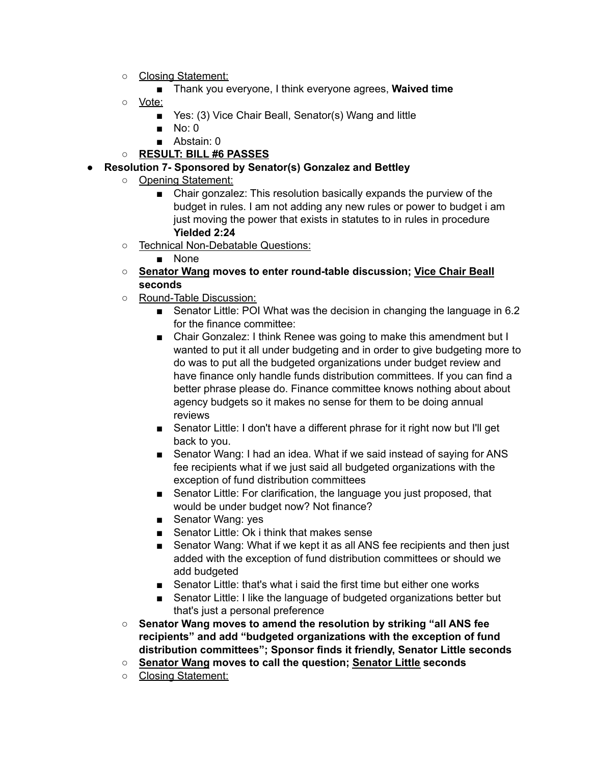- Closing Statement:
  - Thank you everyone, I think everyone agrees, **Waived time**
- Vote:
  - Yes: (3) Vice Chair Beall, Senator(s) Wang and little
  - No: 0
  - Abstain: 0
- **RESULT: BILL #6 PASSES**

- **Resolution 7- Sponsored by Senator(s) Gonzalez and Bettley**
  - Opening Statement:
    - Chair gonzalez: This resolution basically expands the purview of the budget in rules. I am not adding any new rules or power to budget i am just moving the power that exists in statutes to in rules in procedure **Yielded 2:24**
  - Technical Non-Debatable Questions:
    - None
  - **Senator Wang moves to enter round-table discussion; Vice Chair Beall seconds**
  - Round-Table Discussion:
    - Senator Little: POI What was the decision in changing the language in 6.2 for the finance committee:
    - Chair Gonzalez: I think Renee was going to make this amendment but I wanted to put it all under budgeting and in order to give budgeting more to do was to put all the budgeted organizations under budget review and have finance only handle funds distribution committees. If you can find a better phrase please do. Finance committee knows nothing about about agency budgets so it makes no sense for them to be doing annual reviews
    - Senator Little: I don't have a different phrase for it right now but I'll get back to you.
    - Senator Wang: I had an idea. What if we said instead of saying for ANS fee recipients what if we just said all budgeted organizations with the exception of fund distribution committees
    - Senator Little: For clarification, the language you just proposed, that would be under budget now? Not finance?
    - Senator Wang: yes
    - Senator Little: Ok i think that makes sense
    - Senator Wang: What if we kept it as all ANS fee recipients and then just added with the exception of fund distribution committees or should we add budgeted
    - Senator Little: that's what i said the first time but either one works
    - Senator Little: I like the language of budgeted organizations better but that's just a personal preference
  - **Senator Wang moves to amend the resolution by striking "all ANS fee recipients" and add "budgeted organizations with the exception of fund distribution committees"; Sponsor finds it friendly, Senator Little seconds**
  - **Senator Wang moves to call the question; Senator Little seconds**
  - Closing Statement: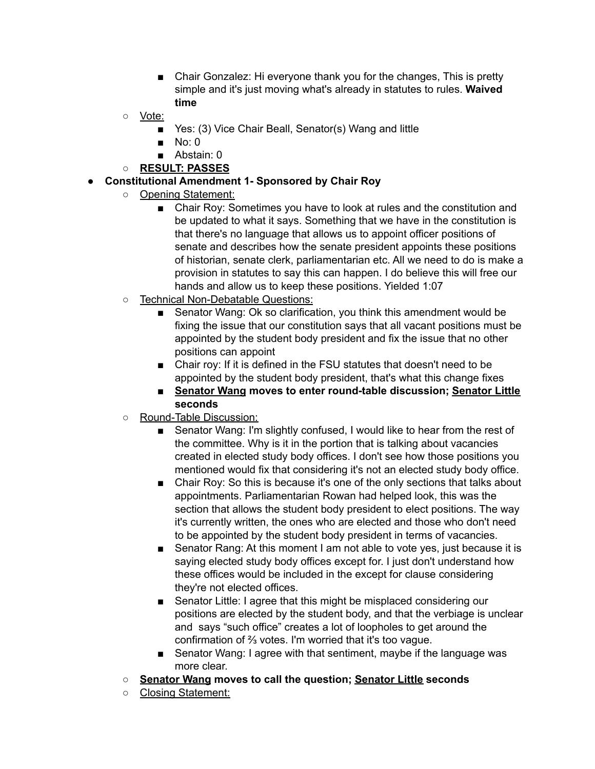- Chair Gonzalez: Hi everyone thank you for the changes, This is pretty simple and it's just moving what's already in statutes to rules. **Waived time**
    - Vote:
        - Yes: (3) Vice Chair Beall, Senator(s) Wang and little
        - No: 0
        - Abstain: 0
    - **RESULT: PASSES**
- **Constitutional Amendment 1- Sponsored by Chair Roy**
    - Opening Statement:
        - Chair Roy: Sometimes you have to look at rules and the constitution and be updated to what it says. Something that we have in the constitution is that there's no language that allows us to appoint officer positions of senate and describes how the senate president appoints these positions of historian, senate clerk, parliamentarian etc. All we need to do is make a provision in statutes to say this can happen. I do believe this will free our hands and allow us to keep these positions. Yielded 1:07
    - Technical Non-Debatable Questions:
        - Senator Wang: Ok so clarification, you think this amendment would be fixing the issue that our constitution says that all vacant positions must be appointed by the student body president and fix the issue that no other positions can appoint
        - Chair roy: If it is defined in the FSU statutes that doesn't need to be appointed by the student body president, that's what this change fixes
        - **Senator Wang moves to enter round-table discussion; Senator Little seconds**
    - Round-Table Discussion:
        - Senator Wang: I'm slightly confused, I would like to hear from the rest of the committee. Why is it in the portion that is talking about vacancies created in elected study body offices. I don't see how those positions you mentioned would fix that considering it's not an elected study body office.
        - Chair Roy: So this is because it's one of the only sections that talks about appointments. Parliamentarian Rowan had helped look, this was the section that allows the student body president to elect positions. The way it's currently written, the ones who are elected and those who don't need to be appointed by the student body president in terms of vacancies.
        - Senator Rang: At this moment I am not able to vote yes, just because it is saying elected study body offices except for. I just don't understand how these offices would be included in the except for clause considering they're not elected offices.
        - Senator Little: I agree that this might be misplaced considering our positions are elected by the student body, and that the verbiage is unclear and says "such office" creates a lot of loopholes to get around the confirmation of ⅔ votes. I'm worried that it's too vague.
        - Senator Wang: I agree with that sentiment, maybe if the language was more clear.
    - **Senator Wang moves to call the question; Senator Little seconds**
    - Closing Statement: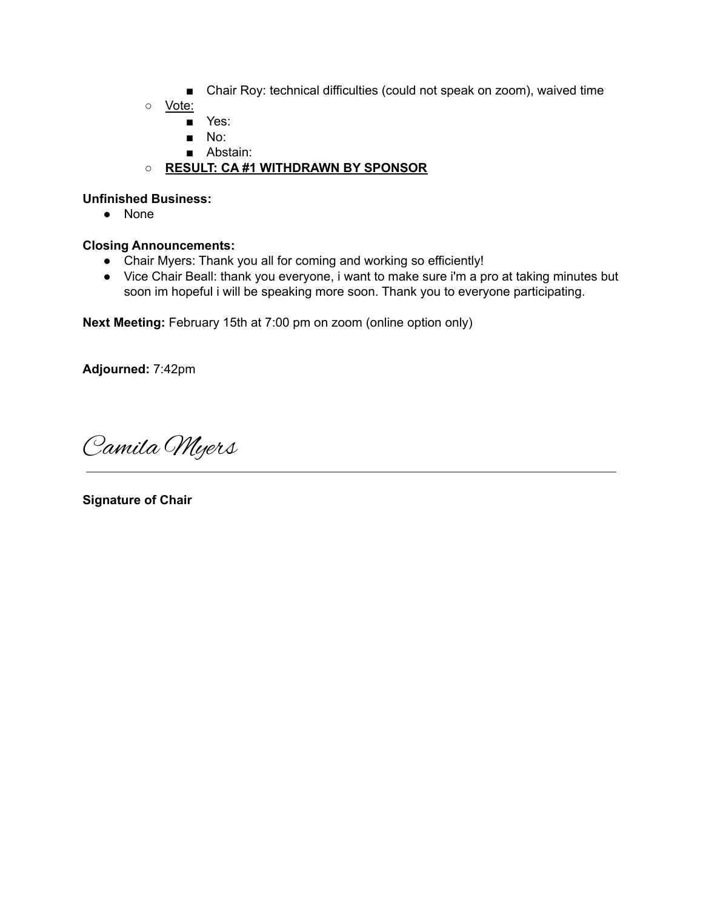- Chair Roy: technical difficulties (could not speak on zoom), waived time
    - <u>Vote:</u>
        - Yes:
        - No:
        - Abstain:
    - **<u>RESULT: CA #1 WITHDRAWN BY SPONSOR</u>**

**Unfinished Business:**

- None

**Closing Announcements:**

- Chair Myers: Thank you all for coming and working so efficiently!
- Vice Chair Beall: thank you everyone, i want to make sure i'm a pro at taking minutes but soon im hopeful i will be speaking more soon. Thank you to everyone participating.

**Next Meeting:** February 15th at 7:00 pm on zoom (online option only)

**Adjourned:** 7:42pm

*Camila Myers*

---

**Signature of Chair**